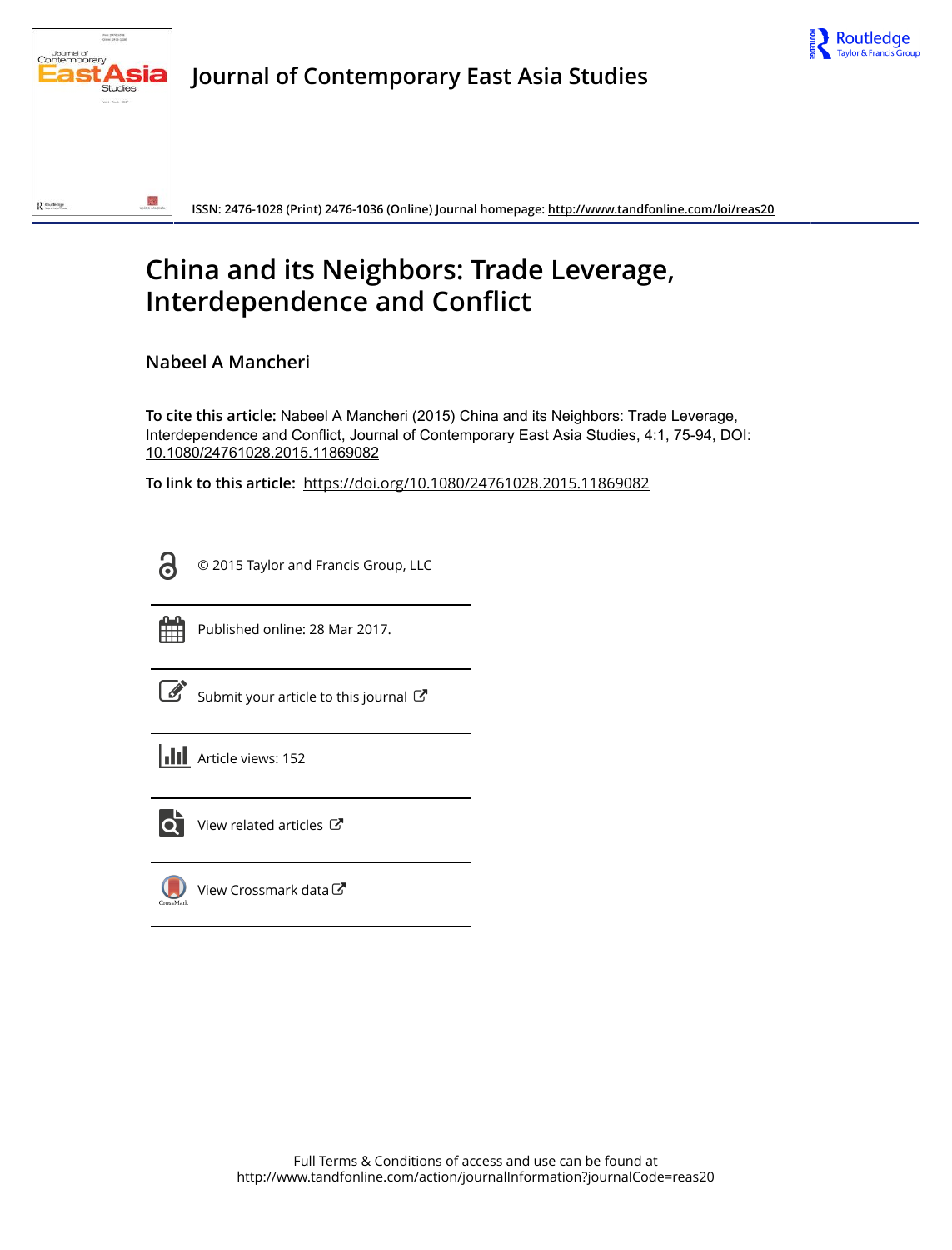# Journal of Contemporary East Asia Studies

**ISSN: 2476-1028 (Print) 2476-1036 (Online) Journal homepage: http://www.tandfonline.com/loi/reas20**

# China and its Neighbors: Trade Leverage, Interdependence and Conflict

**Nabeel A Mancheri**

**To cite this article:** Nabeel A Mancheri (2015) China and its Neighbors: Trade Leverage, Interdependence and Conflict, Journal of Contemporary East Asia Studies, 4:1, 75-94, DOI: 10.1080/24761028.2015.11869082

**To link to this article:** https://doi.org/10.1080/24761028.2015.11869082

© 2015 Taylor and Francis Group, LLC

Published online: 28 Mar 2017.

Submit your article to this journal

Article views: 152

View related articles

View Crossmark data

Full Terms & Conditions of access and use can be found at
http://www.tandfonline.com/action/journalInformation?journalCode=reas20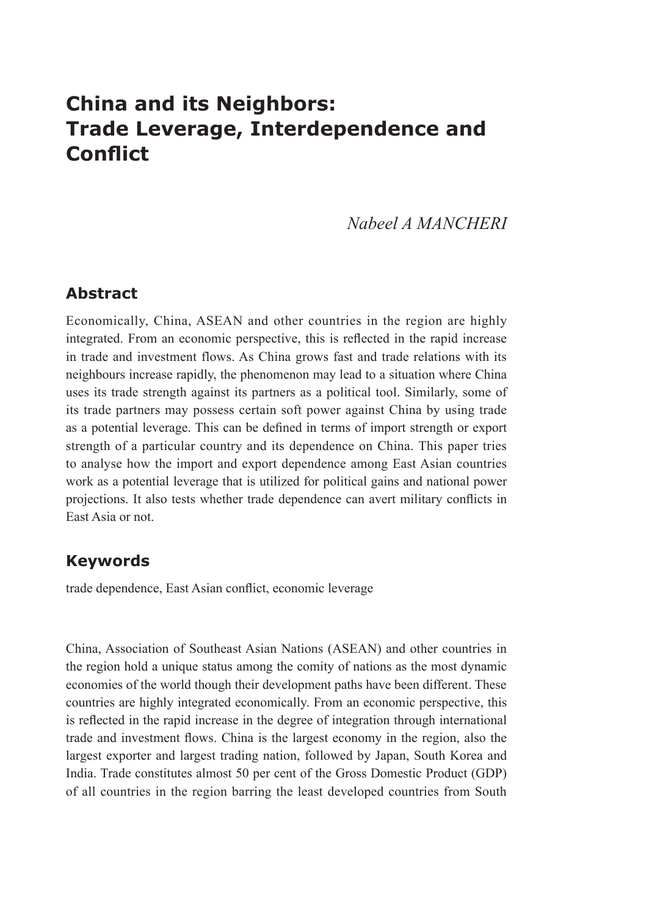# China and its Neighbors: Trade Leverage, Interdependence and Conflict

*Nabeel A MANCHERI*

## Abstract

Economically, China, ASEAN and other countries in the region are highly integrated. From an economic perspective, this is reflected in the rapid increase in trade and investment flows. As China grows fast and trade relations with its neighbours increase rapidly, the phenomenon may lead to a situation where China uses its trade strength against its partners as a political tool. Similarly, some of its trade partners may possess certain soft power against China by using trade as a potential leverage. This can be defined in terms of import strength or export strength of a particular country and its dependence on China. This paper tries to analyse how the import and export dependence among East Asian countries work as a potential leverage that is utilized for political gains and national power projections. It also tests whether trade dependence can avert military conflicts in East Asia or not.

## Keywords

trade dependence, East Asian conflict, economic leverage

China, Association of Southeast Asian Nations (ASEAN) and other countries in the region hold a unique status among the comity of nations as the most dynamic economies of the world though their development paths have been different. These countries are highly integrated economically. From an economic perspective, this is reflected in the rapid increase in the degree of integration through international trade and investment flows. China is the largest economy in the region, also the largest exporter and largest trading nation, followed by Japan, South Korea and India. Trade constitutes almost 50 per cent of the Gross Domestic Product (GDP) of all countries in the region barring the least developed countries from South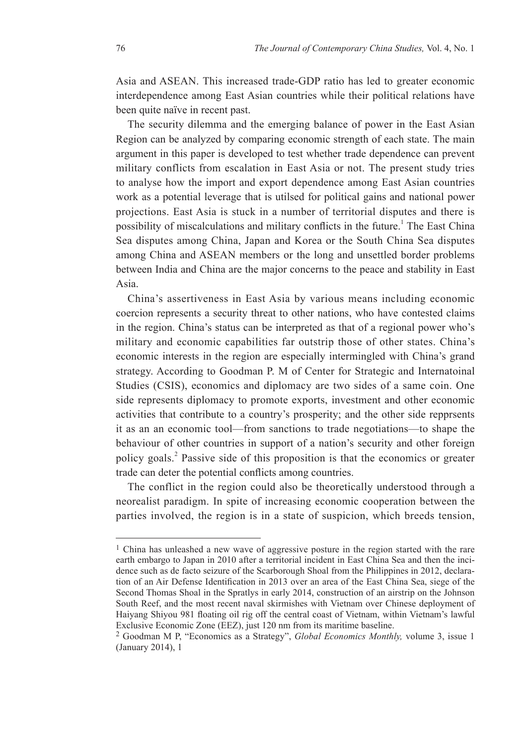Asia and ASEAN. This increased trade-GDP ratio has led to greater economic interdependence among East Asian countries while their political relations have been quite naïve in recent past.

The security dilemma and the emerging balance of power in the East Asian Region can be analyzed by comparing economic strength of each state. The main argument in this paper is developed to test whether trade dependence can prevent military conflicts from escalation in East Asia or not. The present study tries to analyse how the import and export dependence among East Asian countries work as a potential leverage that is utilsed for political gains and national power projections. East Asia is stuck in a number of territorial disputes and there is possibility of miscalculations and military conflicts in the future.[1] The East China Sea disputes among China, Japan and Korea or the South China Sea disputes among China and ASEAN members or the long and unsettled border problems between India and China are the major concerns to the peace and stability in East Asia.

China's assertiveness in East Asia by various means including economic coercion represents a security threat to other nations, who have contested claims in the region. China's status can be interpreted as that of a regional power who's military and economic capabilities far outstrip those of other states. China's economic interests in the region are especially intermingled with China's grand strategy. According to Goodman P. M of Center for Strategic and Internatoinal Studies (CSIS), economics and diplomacy are two sides of a same coin. One side represents diplomacy to promote exports, investment and other economic activities that contribute to a country's prosperity; and the other side repprsents it as an an economic tool—from sanctions to trade negotiations—to shape the behaviour of other countries in support of a nation's security and other foreign policy goals.[2] Passive side of this proposition is that the economics or greater trade can deter the potential conflicts among countries.

The conflict in the region could also be theoretically understood through a neorealist paradigm. In spite of increasing economic cooperation between the parties involved, the region is in a state of suspicion, which breeds tension,

---

[1] China has unleashed a new wave of aggressive posture in the region started with the rare earth embargo to Japan in 2010 after a territorial incident in East China Sea and then the incidence such as de facto seizure of the Scarborough Shoal from the Philippines in 2012, declaration of an Air Defense Identification in 2013 over an area of the East China Sea, siege of the Second Thomas Shoal in the Spratlys in early 2014, construction of an airstrip on the Johnson South Reef, and the most recent naval skirmishes with Vietnam over Chinese deployment of Haiyang Shiyou 981 floating oil rig off the central coast of Vietnam, within Vietnam's lawful Exclusive Economic Zone (EEZ), just 120 nm from its maritime baseline.

[2] Goodman M P, "Economics as a Strategy", *Global Economics Monthly,* volume 3, issue 1 (January 2014), 1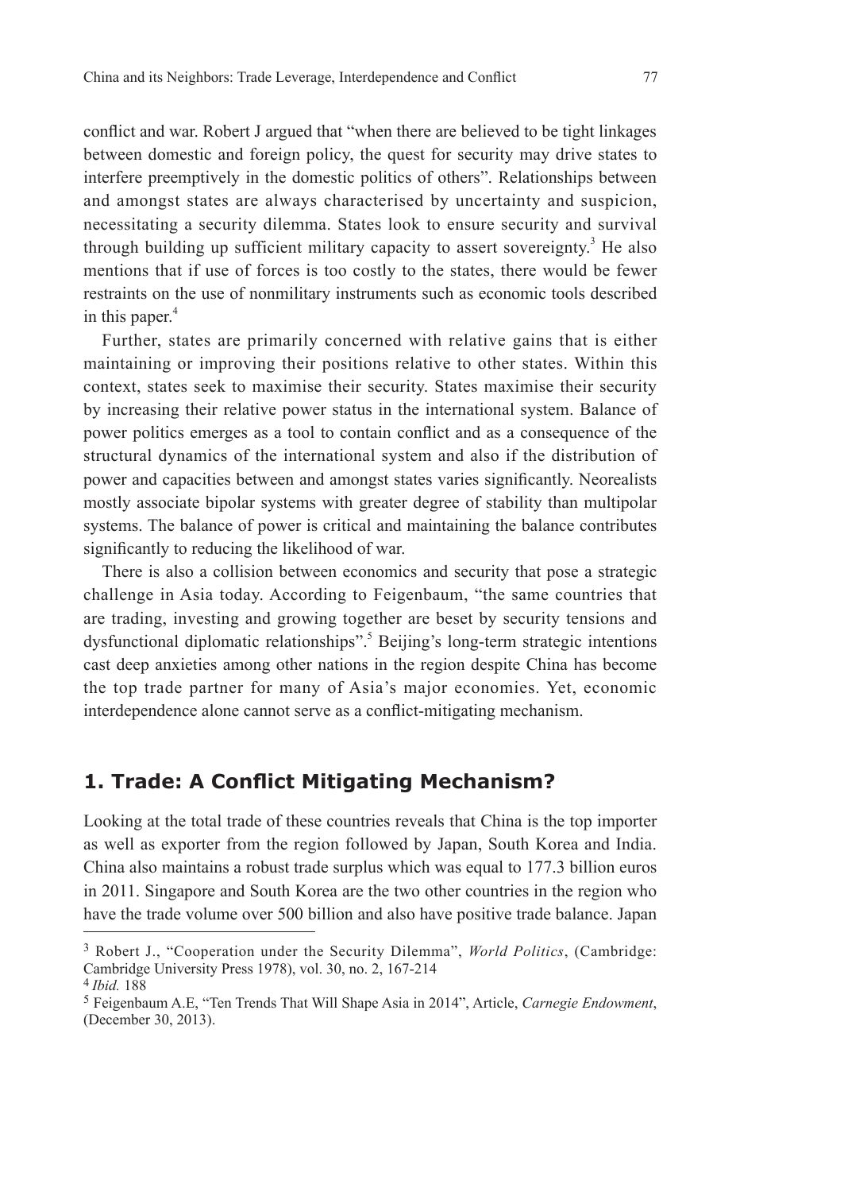conflict and war. Robert J argued that "when there are believed to be tight linkages between domestic and foreign policy, the quest for security may drive states to interfere preemptively in the domestic politics of others". Relationships between and amongst states are always characterised by uncertainty and suspicion, necessitating a security dilemma. States look to ensure security and survival through building up sufficient military capacity to assert sovereignty.[3] He also mentions that if use of forces is too costly to the states, there would be fewer restraints on the use of nonmilitary instruments such as economic tools described in this paper.[4]

Further, states are primarily concerned with relative gains that is either maintaining or improving their positions relative to other states. Within this context, states seek to maximise their security. States maximise their security by increasing their relative power status in the international system. Balance of power politics emerges as a tool to contain conflict and as a consequence of the structural dynamics of the international system and also if the distribution of power and capacities between and amongst states varies significantly. Neorealists mostly associate bipolar systems with greater degree of stability than multipolar systems. The balance of power is critical and maintaining the balance contributes significantly to reducing the likelihood of war.

There is also a collision between economics and security that pose a strategic challenge in Asia today. According to Feigenbaum, "the same countries that are trading, investing and growing together are beset by security tensions and dysfunctional diplomatic relationships".[5] Beijing's long-term strategic intentions cast deep anxieties among other nations in the region despite China has become the top trade partner for many of Asia's major economies. Yet, economic interdependence alone cannot serve as a conflict-mitigating mechanism.

## 1. Trade: A Conflict Mitigating Mechanism?

Looking at the total trade of these countries reveals that China is the top importer as well as exporter from the region followed by Japan, South Korea and India. China also maintains a robust trade surplus which was equal to 177.3 billion euros in 2011. Singapore and South Korea are the two other countries in the region who have the trade volume over 500 billion and also have positive trade balance. Japan

---

[3] Robert J., "Cooperation under the Security Dilemma", *World Politics*, (Cambridge: Cambridge University Press 1978), vol. 30, no. 2, 167-214

[4] *Ibid.* 188

[5] Feigenbaum A.E, "Ten Trends That Will Shape Asia in 2014", Article, *Carnegie Endowment*, (December 30, 2013).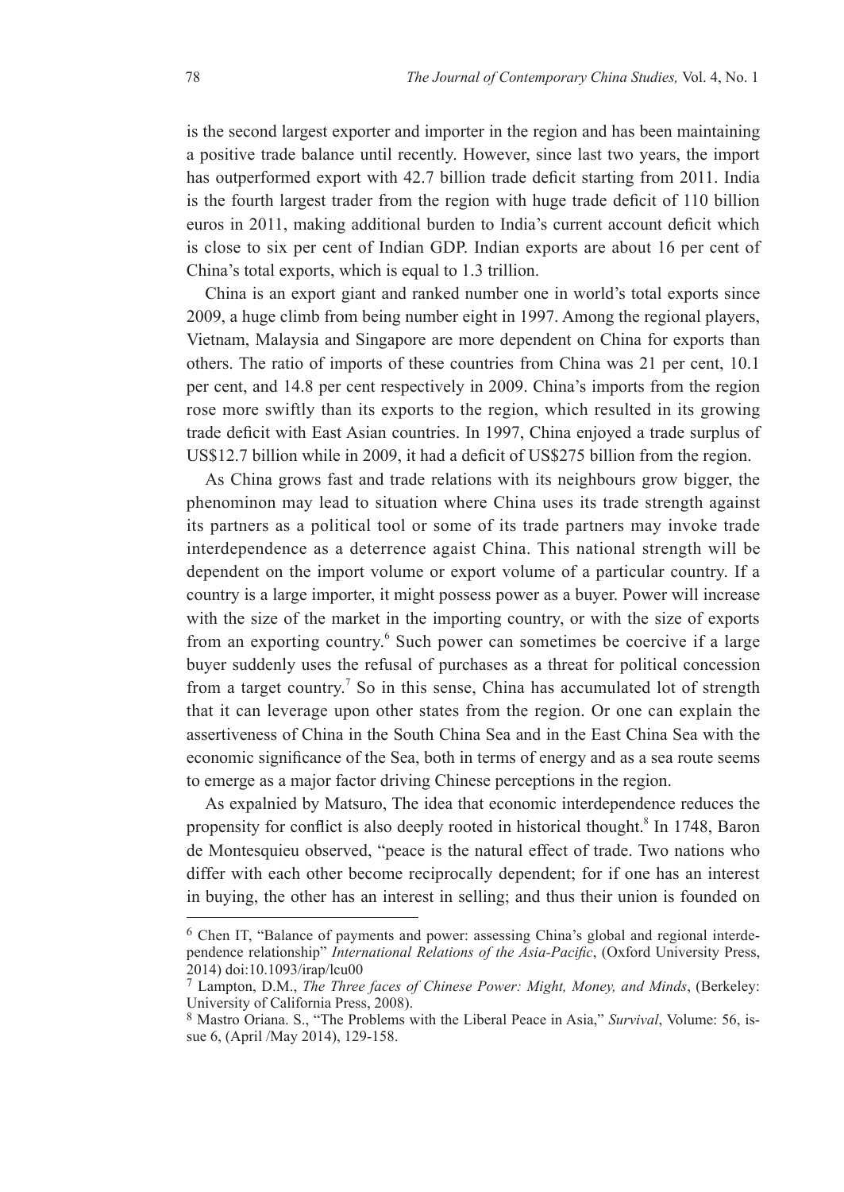is the second largest exporter and importer in the region and has been maintaining a positive trade balance until recently. However, since last two years, the import has outperformed export with 42.7 billion trade deficit starting from 2011. India is the fourth largest trader from the region with huge trade deficit of 110 billion euros in 2011, making additional burden to India's current account deficit which is close to six per cent of Indian GDP. Indian exports are about 16 per cent of China's total exports, which is equal to 1.3 trillion.

China is an export giant and ranked number one in world's total exports since 2009, a huge climb from being number eight in 1997. Among the regional players, Vietnam, Malaysia and Singapore are more dependent on China for exports than others. The ratio of imports of these countries from China was 21 per cent, 10.1 per cent, and 14.8 per cent respectively in 2009. China's imports from the region rose more swiftly than its exports to the region, which resulted in its growing trade deficit with East Asian countries. In 1997, China enjoyed a trade surplus of US$12.7 billion while in 2009, it had a deficit of US$275 billion from the region.

As China grows fast and trade relations with its neighbours grow bigger, the phenominon may lead to situation where China uses its trade strength against its partners as a political tool or some of its trade partners may invoke trade interdependence as a deterrence agaist China. This national strength will be dependent on the import volume or export volume of a particular country. If a country is a large importer, it might possess power as a buyer. Power will increase with the size of the market in the importing country, or with the size of exports from an exporting country.[6] Such power can sometimes be coercive if a large buyer suddenly uses the refusal of purchases as a threat for political concession from a target country.[7] So in this sense, China has accumulated lot of strength that it can leverage upon other states from the region. Or one can explain the assertiveness of China in the South China Sea and in the East China Sea with the economic significance of the Sea, both in terms of energy and as a sea route seems to emerge as a major factor driving Chinese perceptions in the region.

As expalnied by Matsuro, The idea that economic interdependence reduces the propensity for conflict is also deeply rooted in historical thought.[8] In 1748, Baron de Montesquieu observed, "peace is the natural effect of trade. Two nations who differ with each other become reciprocally dependent; for if one has an interest in buying, the other has an interest in selling; and thus their union is founded on

---

[6] Chen IT, "Balance of payments and power: assessing China's global and regional interdependence relationship" *International Relations of the Asia-Pacific*, (Oxford University Press, 2014) doi:10.1093/irap/lcu00

[7] Lampton, D.M., *The Three faces of Chinese Power: Might, Money, and Minds*, (Berkeley: University of California Press, 2008).

[8] Mastro Oriana. S., "The Problems with the Liberal Peace in Asia," *Survival*, Volume: 56, issue 6, (April /May 2014), 129-158.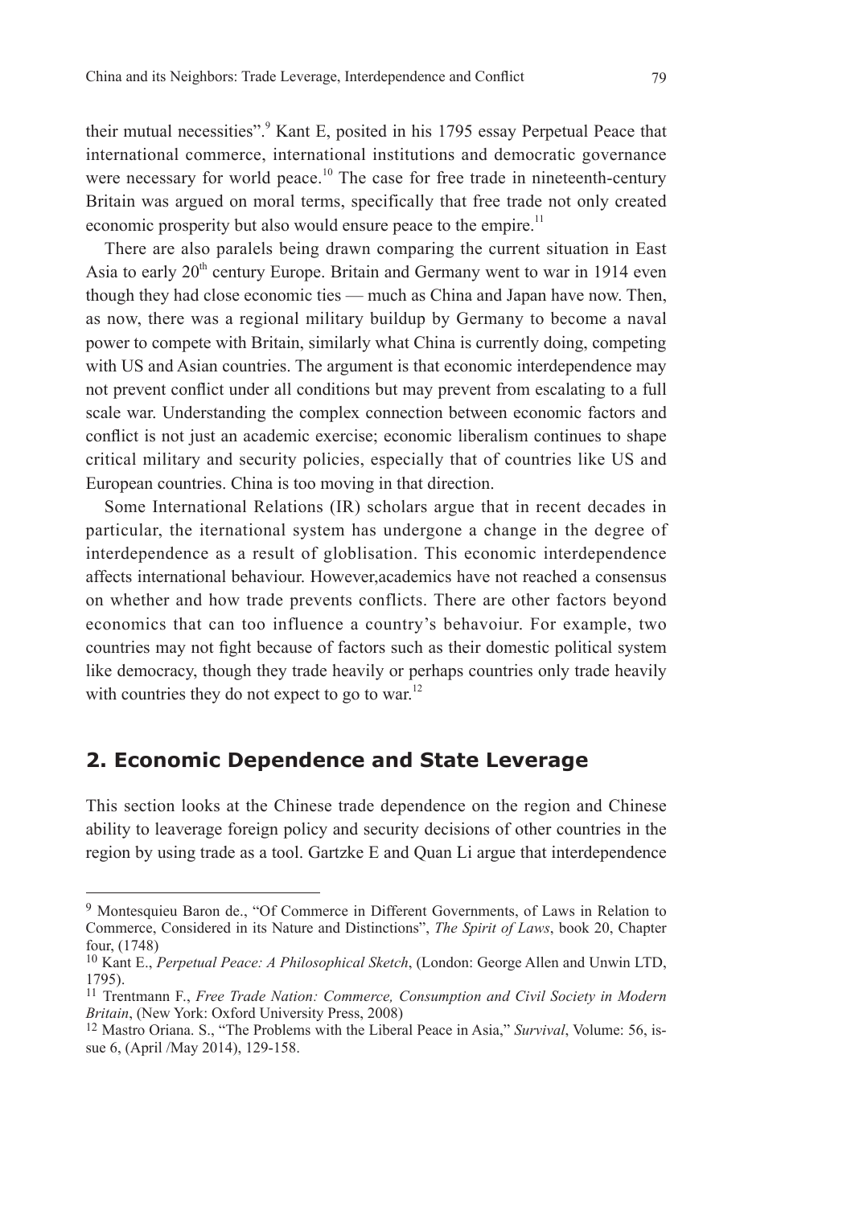their mutual necessities".[9] Kant E, posited in his 1795 essay Perpetual Peace that international commerce, international institutions and democratic governance were necessary for world peace.[10] The case for free trade in nineteenth-century Britain was argued on moral terms, specifically that free trade not only created economic prosperity but also would ensure peace to the empire.[11]

There are also paralels being drawn comparing the current situation in East Asia to early 20th century Europe. Britain and Germany went to war in 1914 even though they had close economic ties — much as China and Japan have now. Then, as now, there was a regional military buildup by Germany to become a naval power to compete with Britain, similarly what China is currently doing, competing with US and Asian countries. The argument is that economic interdependence may not prevent conflict under all conditions but may prevent from escalating to a full scale war. Understanding the complex connection between economic factors and conflict is not just an academic exercise; economic liberalism continues to shape critical military and security policies, especially that of countries like US and European countries. China is too moving in that direction.

Some International Relations (IR) scholars argue that in recent decades in particular, the iternational system has undergone a change in the degree of interdependence as a result of globlisation. This economic interdependence affects international behaviour. However,academics have not reached a consensus on whether and how trade prevents conflicts. There are other factors beyond economics that can too influence a country's behavoiur. For example, two countries may not fight because of factors such as their domestic political system like democracy, though they trade heavily or perhaps countries only trade heavily with countries they do not expect to go to war.[12]

## 2. Economic Dependence and State Leverage

This section looks at the Chinese trade dependence on the region and Chinese ability to leaverage foreign policy and security decisions of other countries in the region by using trade as a tool. Gartzke E and Quan Li argue that interdependence

---

[9] Montesquieu Baron de., "Of Commerce in Different Governments, of Laws in Relation to Commerce, Considered in its Nature and Distinctions", *The Spirit of Laws*, book 20, Chapter four, (1748)

[10] Kant E., *Perpetual Peace: A Philosophical Sketch*, (London: George Allen and Unwin LTD, 1795).

[11] Trentmann F., *Free Trade Nation: Commerce, Consumption and Civil Society in Modern Britain*, (New York: Oxford University Press, 2008)

[12] Mastro Oriana. S., "The Problems with the Liberal Peace in Asia," *Survival*, Volume: 56, issue 6, (April /May 2014), 129-158.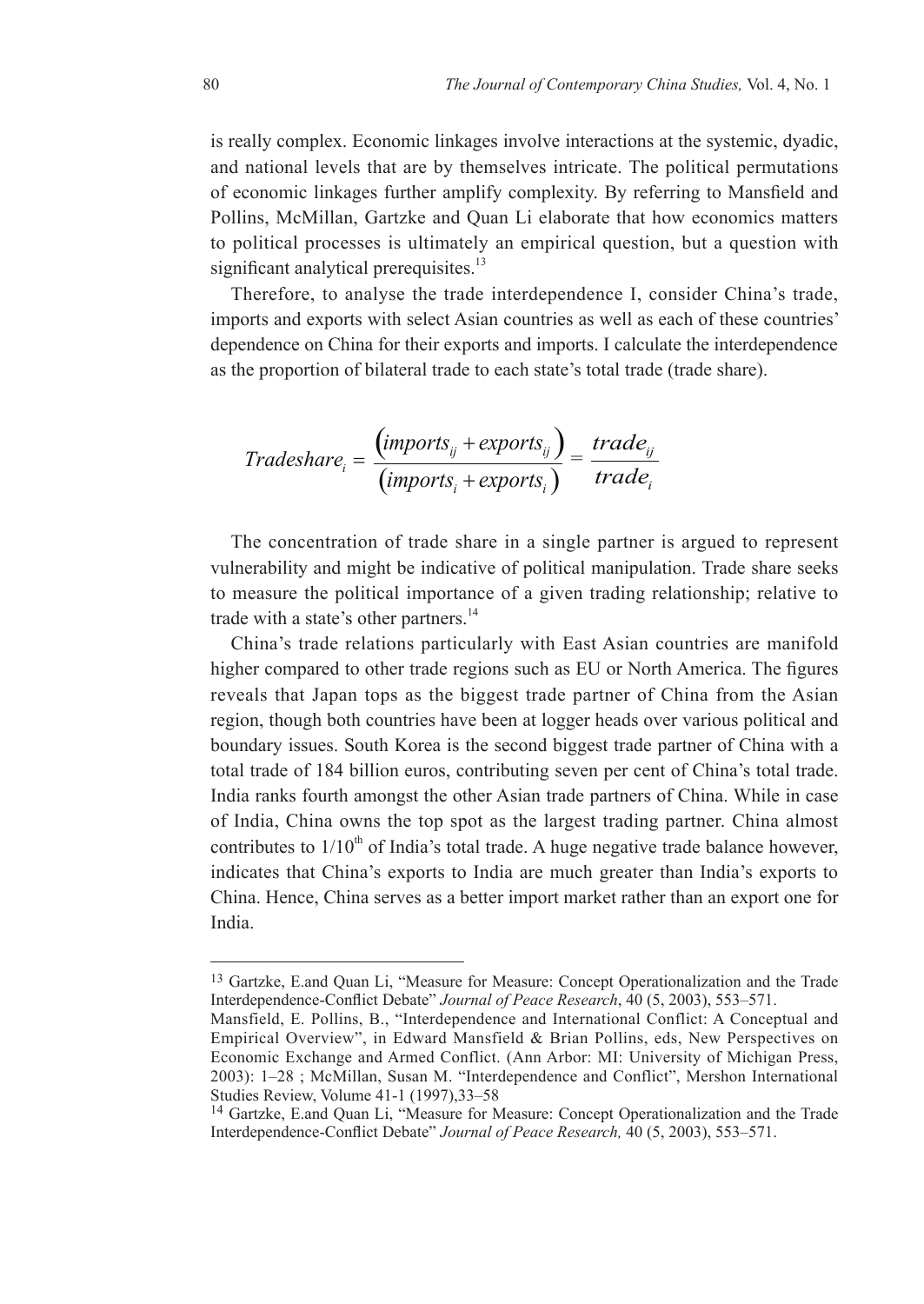is really complex. Economic linkages involve interactions at the systemic, dyadic, and national levels that are by themselves intricate. The political permutations of economic linkages further amplify complexity. By referring to Mansfield and Pollins, McMillan, Gartzke and Quan Li elaborate that how economics matters to political processes is ultimately an empirical question, but a question with significant analytical prerequisites.[13]

Therefore, to analyse the trade interdependence I, consider China's trade, imports and exports with select Asian countries as well as each of these countries' dependence on China for their exports and imports. I calculate the interdependence as the proportion of bilateral trade to each state's total trade (trade share).

$$Tradeshare_i = \frac{\left(imports_{ij} + exports_{ij}\right)}{\left(imports_i + exports_i\right)} = \frac{trade_{ij}}{trade_i}$$

The concentration of trade share in a single partner is argued to represent vulnerability and might be indicative of political manipulation. Trade share seeks to measure the political importance of a given trading relationship; relative to trade with a state's other partners.[14]

China's trade relations particularly with East Asian countries are manifold higher compared to other trade regions such as EU or North America. The figures reveals that Japan tops as the biggest trade partner of China from the Asian region, though both countries have been at logger heads over various political and boundary issues. South Korea is the second biggest trade partner of China with a total trade of 184 billion euros, contributing seven per cent of China's total trade. India ranks fourth amongst the other Asian trade partners of China. While in case of India, China owns the top spot as the largest trading partner. China almost contributes to $1/10^{th}$ of India's total trade. A huge negative trade balance however, indicates that China's exports to India are much greater than India's exports to China. Hence, China serves as a better import market rather than an export one for India.

---

[13] Gartzke, E.and Quan Li, "Measure for Measure: Concept Operationalization and the Trade Interdependence-Conflict Debate" *Journal of Peace Research*, 40 (5, 2003), 553–571.
Mansfield, E. Pollins, B., "Interdependence and International Conflict: A Conceptual and Empirical Overview", in Edward Mansfield & Brian Pollins, eds, New Perspectives on Economic Exchange and Armed Conflict. (Ann Arbor: MI: University of Michigan Press, 2003): 1–28 ; McMillan, Susan M. "Interdependence and Conflict", Mershon International Studies Review, Volume 41-1 (1997),33–58

[14] Gartzke, E.and Quan Li, "Measure for Measure: Concept Operationalization and the Trade Interdependence-Conflict Debate" *Journal of Peace Research,* 40 (5, 2003), 553–571.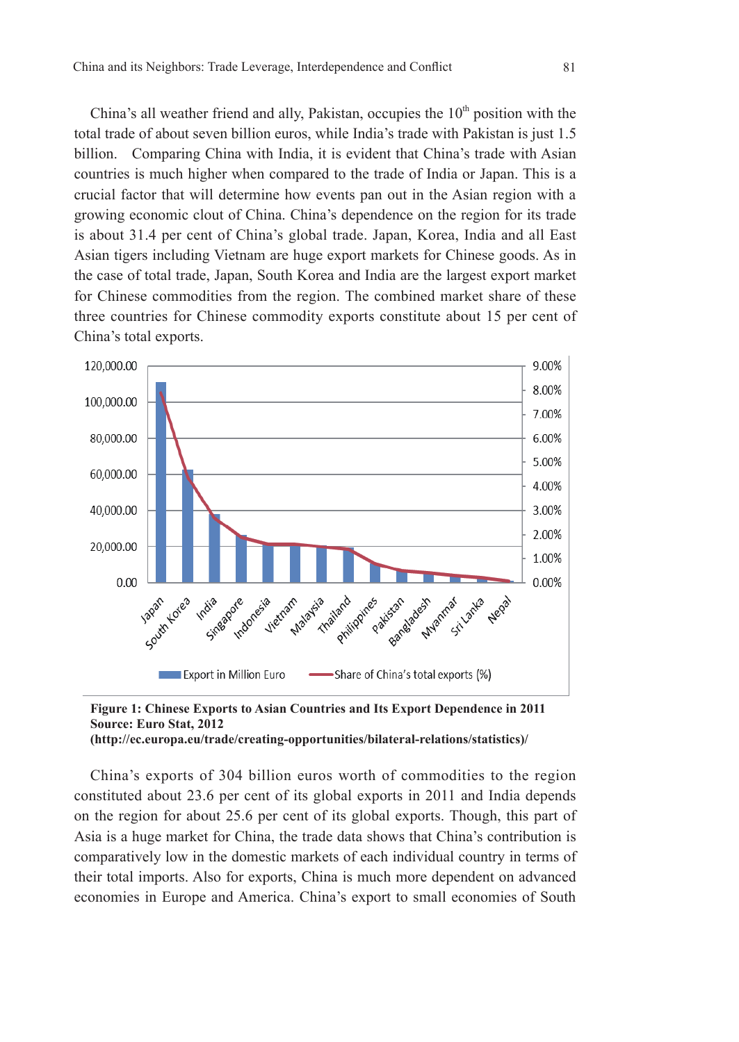China's all weather friend and ally, Pakistan, occupies the 10th position with the total trade of about seven billion euros, while India's trade with Pakistan is just 1.5 billion. Comparing China with India, it is evident that China's trade with Asian countries is much higher when compared to the trade of India or Japan. This is a crucial factor that will determine how events pan out in the Asian region with a growing economic clout of China. China's dependence on the region for its trade is about 31.4 per cent of China's global trade. Japan, Korea, India and all East Asian tigers including Vietnam are huge export markets for Chinese goods. As in the case of total trade, Japan, South Korea and India are the largest export market for Chinese commodities from the region. The combined market share of these three countries for Chinese commodity exports constitute about 15 per cent of China's total exports.

**Figure 1: Chinese Exports to Asian Countries and Its Export Dependence in 2011**
**Source: Euro Stat, 2012**
**(http://ec.europa.eu/trade/creating-opportunities/bilateral-relations/statistics)/**

China's exports of 304 billion euros worth of commodities to the region constituted about 23.6 per cent of its global exports in 2011 and India depends on the region for about 25.6 per cent of its global exports. Though, this part of Asia is a huge market for China, the trade data shows that China's contribution is comparatively low in the domestic markets of each individual country in terms of their total imports. Also for exports, China is much more dependent on advanced economies in Europe and America. China's export to small economies of South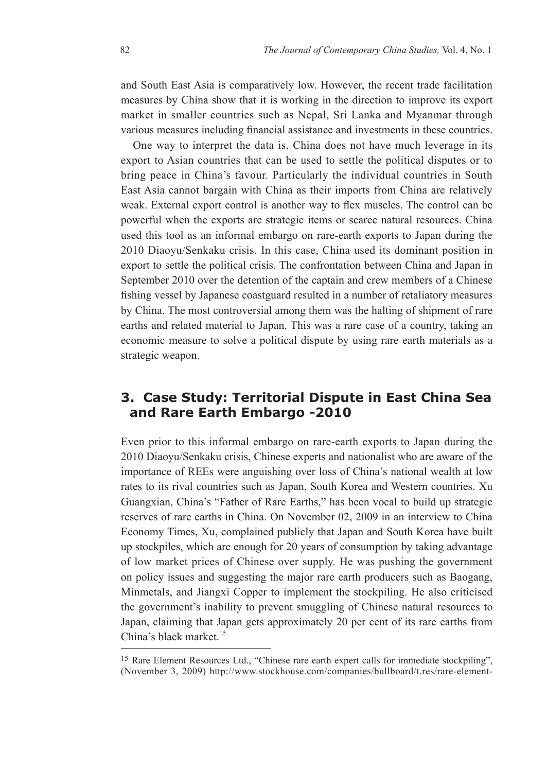and South East Asia is comparatively low. However, the recent trade facilitation measures by China show that it is working in the direction to improve its export market in smaller countries such as Nepal, Sri Lanka and Myanmar through various measures including financial assistance and investments in these countries.

One way to interpret the data is, China does not have much leverage in its export to Asian countries that can be used to settle the political disputes or to bring peace in China's favour. Particularly the individual countries in South East Asia cannot bargain with China as their imports from China are relatively weak. External export control is another way to flex muscles. The control can be powerful when the exports are strategic items or scarce natural resources. China used this tool as an informal embargo on rare-earth exports to Japan during the 2010 Diaoyu/Senkaku crisis. In this case, China used its dominant position in export to settle the political crisis. The confrontation between China and Japan in September 2010 over the detention of the captain and crew members of a Chinese fishing vessel by Japanese coastguard resulted in a number of retaliatory measures by China. The most controversial among them was the halting of shipment of rare earths and related material to Japan. This was a rare case of a country, taking an economic measure to solve a political dispute by using rare earth materials as a strategic weapon.

## 3. Case Study: Territorial Dispute in East China Sea and Rare Earth Embargo -2010

Even prior to this informal embargo on rare-earth exports to Japan during the 2010 Diaoyu/Senkaku crisis, Chinese experts and nationalist who are aware of the importance of REEs were anguishing over loss of China's national wealth at low rates to its rival countries such as Japan, South Korea and Western countries. Xu Guangxian, China's "Father of Rare Earths," has been vocal to build up strategic reserves of rare earths in China. On November 02, 2009 in an interview to China Economy Times, Xu, complained publicly that Japan and South Korea have built up stockpiles, which are enough for 20 years of consumption by taking advantage of low market prices of Chinese over supply. He was pushing the government on policy issues and suggesting the major rare earth producers such as Baogang, Minmetals, and Jiangxi Copper to implement the stockpiling. He also criticised the government's inability to prevent smuggling of Chinese natural resources to Japan, claiming that Japan gets approximately 20 per cent of its rare earths from China's black market.[15]

---

[15] Rare Element Resources Ltd., "Chinese rare earth expert calls for immediate stockpiling", (November 3, 2009) http://www.stockhouse.com/companies/bullboard/t.res/rare-element-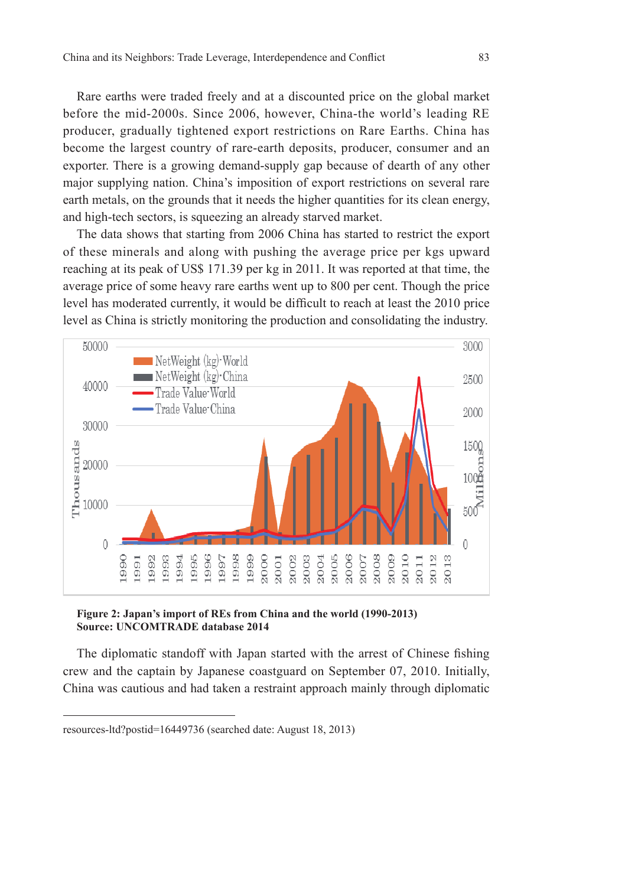Rare earths were traded freely and at a discounted price on the global market before the mid-2000s. Since 2006, however, China-the world's leading RE producer, gradually tightened export restrictions on Rare Earths. China has become the largest country of rare-earth deposits, producer, consumer and an exporter. There is a growing demand-supply gap because of dearth of any other major supplying nation. China's imposition of export restrictions on several rare earth metals, on the grounds that it needs the higher quantities for its clean energy, and high-tech sectors, is squeezing an already starved market.

The data shows that starting from 2006 China has started to restrict the export of these minerals and along with pushing the average price per kgs upward reaching at its peak of US$ 171.39 per kg in 2011. It was reported at that time, the average price of some heavy rare earths went up to 800 per cent. Though the price level has moderated currently, it would be difficult to reach at least the 2010 price level as China is strictly monitoring the production and consolidating the industry.

**Figure 2: Japan's import of REs from China and the world (1990-2013)**
**Source: UNCOMTRADE database 2014**

The diplomatic standoff with Japan started with the arrest of Chinese fishing crew and the captain by Japanese coastguard on September 07, 2010. Initially, China was cautious and had taken a restraint approach mainly through diplomatic

resources-ltd?postid=16449736 (searched date: August 18, 2013)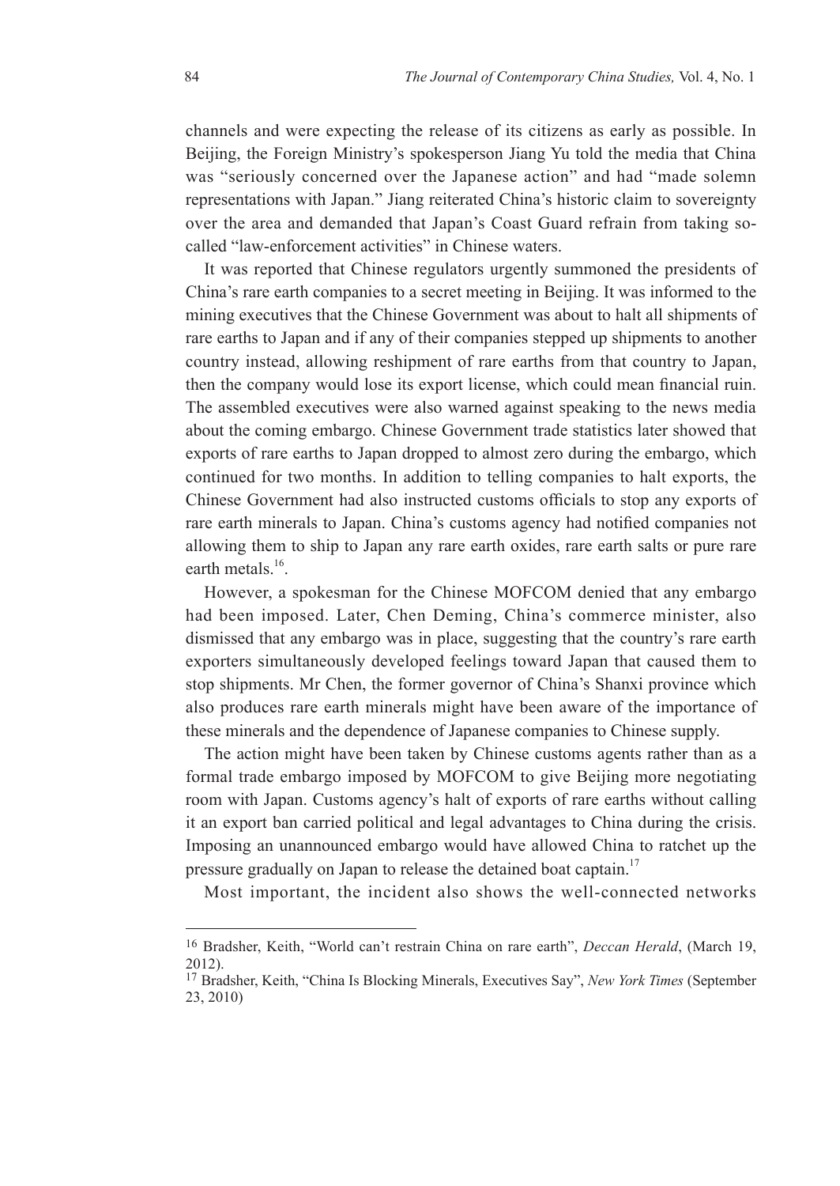channels and were expecting the release of its citizens as early as possible. In Beijing, the Foreign Ministry's spokesperson Jiang Yu told the media that China was "seriously concerned over the Japanese action" and had "made solemn representations with Japan." Jiang reiterated China's historic claim to sovereignty over the area and demanded that Japan's Coast Guard refrain from taking so-called "law-enforcement activities" in Chinese waters.

It was reported that Chinese regulators urgently summoned the presidents of China's rare earth companies to a secret meeting in Beijing. It was informed to the mining executives that the Chinese Government was about to halt all shipments of rare earths to Japan and if any of their companies stepped up shipments to another country instead, allowing reshipment of rare earths from that country to Japan, then the company would lose its export license, which could mean financial ruin. The assembled executives were also warned against speaking to the news media about the coming embargo. Chinese Government trade statistics later showed that exports of rare earths to Japan dropped to almost zero during the embargo, which continued for two months. In addition to telling companies to halt exports, the Chinese Government had also instructed customs officials to stop any exports of rare earth minerals to Japan. China's customs agency had notified companies not allowing them to ship to Japan any rare earth oxides, rare earth salts or pure rare earth metals.[16].

However, a spokesman for the Chinese MOFCOM denied that any embargo had been imposed. Later, Chen Deming, China's commerce minister, also dismissed that any embargo was in place, suggesting that the country's rare earth exporters simultaneously developed feelings toward Japan that caused them to stop shipments. Mr Chen, the former governor of China's Shanxi province which also produces rare earth minerals might have been aware of the importance of these minerals and the dependence of Japanese companies to Chinese supply.

The action might have been taken by Chinese customs agents rather than as a formal trade embargo imposed by MOFCOM to give Beijing more negotiating room with Japan. Customs agency's halt of exports of rare earths without calling it an export ban carried political and legal advantages to China during the crisis. Imposing an unannounced embargo would have allowed China to ratchet up the pressure gradually on Japan to release the detained boat captain.[17]

Most important, the incident also shows the well-connected networks

---

[16] Bradsher, Keith, "World can't restrain China on rare earth", *Deccan Herald*, (March 19, 2012).

[17] Bradsher, Keith, "China Is Blocking Minerals, Executives Say", *New York Times* (September 23, 2010)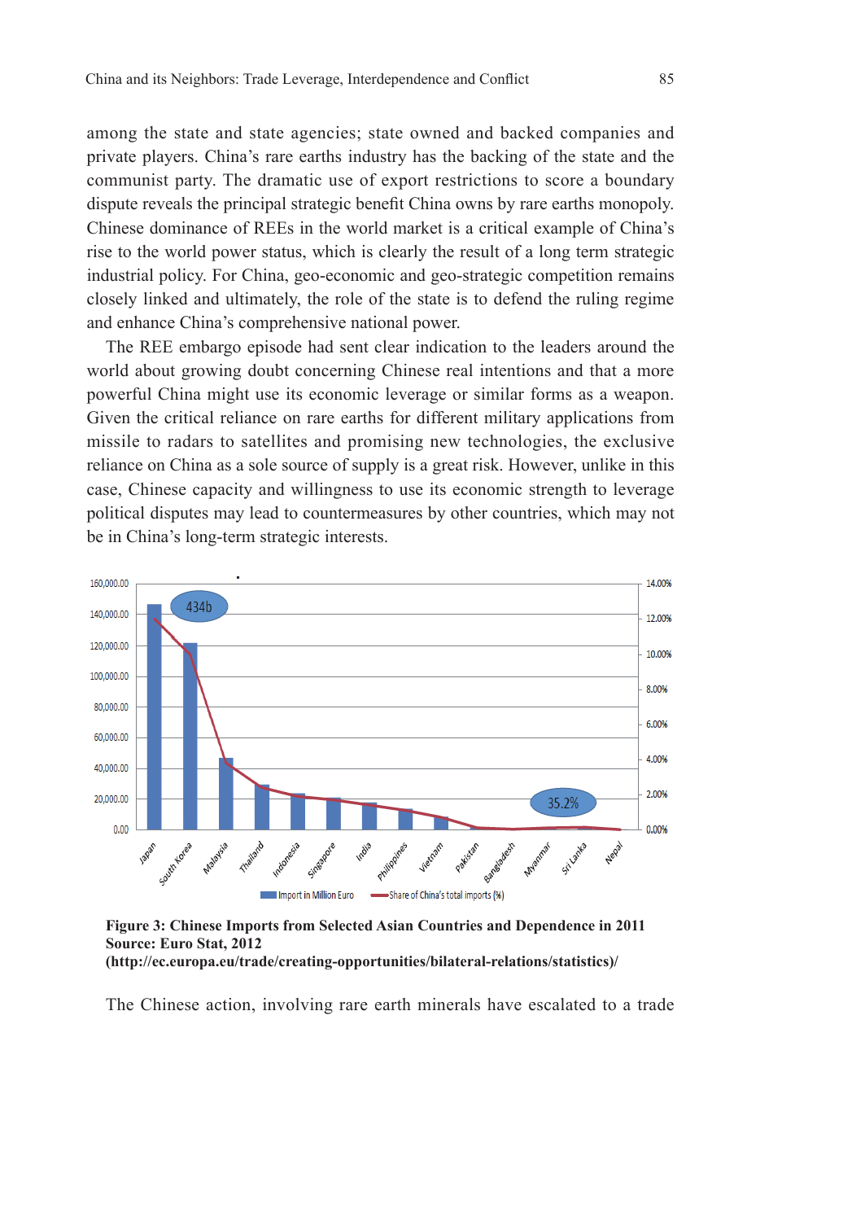among the state and state agencies; state owned and backed companies and private players. China's rare earths industry has the backing of the state and the communist party. The dramatic use of export restrictions to score a boundary dispute reveals the principal strategic benefit China owns by rare earths monopoly. Chinese dominance of REEs in the world market is a critical example of China's rise to the world power status, which is clearly the result of a long term strategic industrial policy. For China, geo-economic and geo-strategic competition remains closely linked and ultimately, the role of the state is to defend the ruling regime and enhance China's comprehensive national power.

The REE embargo episode had sent clear indication to the leaders around the world about growing doubt concerning Chinese real intentions and that a more powerful China might use its economic leverage or similar forms as a weapon. Given the critical reliance on rare earths for different military applications from missile to radars to satellites and promising new technologies, the exclusive reliance on China as a sole source of supply is a great risk. However, unlike in this case, Chinese capacity and willingness to use its economic strength to leverage political disputes may lead to countermeasures by other countries, which may not be in China's long-term strategic interests.

**Figure 3: Chinese Imports from Selected Asian Countries and Dependence in 2011**
**Source: Euro Stat, 2012**
**(http://ec.europa.eu/trade/creating-opportunities/bilateral-relations/statistics)/**

The Chinese action, involving rare earth minerals have escalated to a trade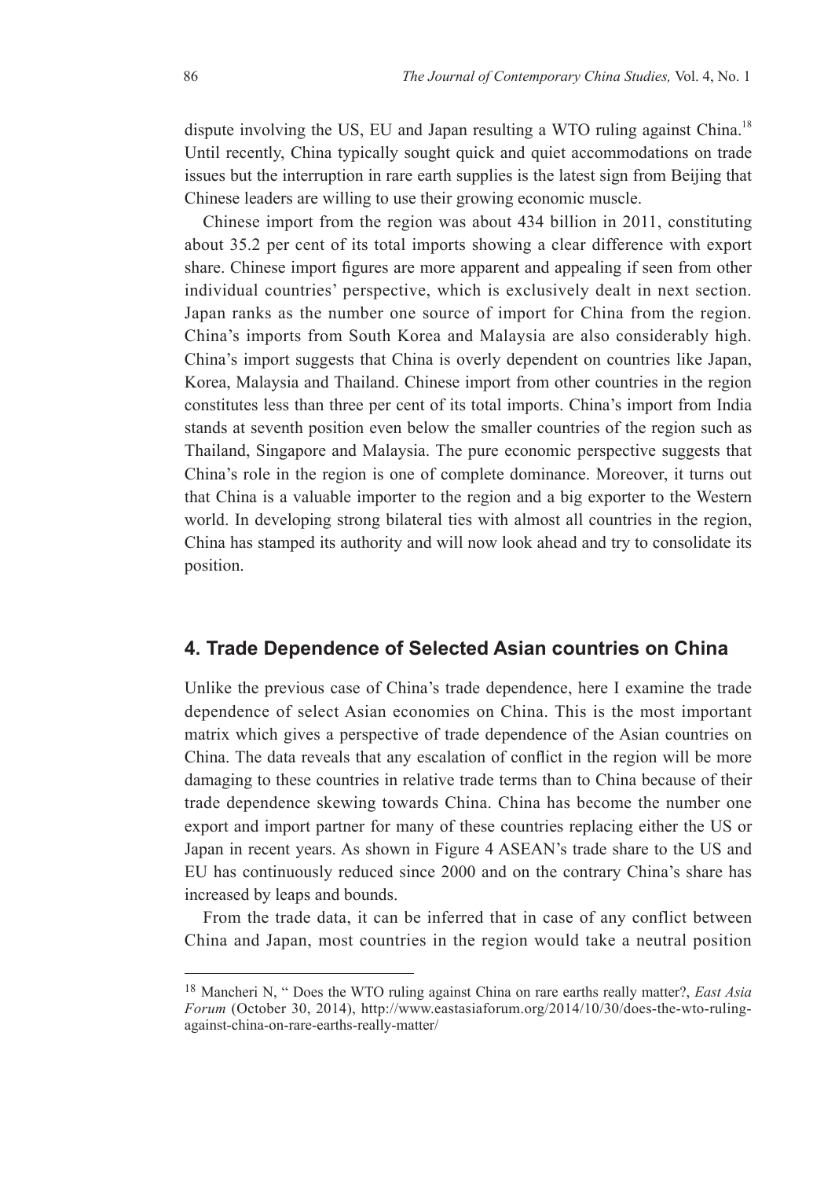dispute involving the US, EU and Japan resulting a WTO ruling against China.[18] Until recently, China typically sought quick and quiet accommodations on trade issues but the interruption in rare earth supplies is the latest sign from Beijing that Chinese leaders are willing to use their growing economic muscle.

Chinese import from the region was about 434 billion in 2011, constituting about 35.2 per cent of its total imports showing a clear difference with export share. Chinese import figures are more apparent and appealing if seen from other individual countries' perspective, which is exclusively dealt in next section. Japan ranks as the number one source of import for China from the region. China's imports from South Korea and Malaysia are also considerably high. China's import suggests that China is overly dependent on countries like Japan, Korea, Malaysia and Thailand. Chinese import from other countries in the region constitutes less than three per cent of its total imports. China's import from India stands at seventh position even below the smaller countries of the region such as Thailand, Singapore and Malaysia. The pure economic perspective suggests that China's role in the region is one of complete dominance. Moreover, it turns out that China is a valuable importer to the region and a big exporter to the Western world. In developing strong bilateral ties with almost all countries in the region, China has stamped its authority and will now look ahead and try to consolidate its position.

## 4. Trade Dependence of Selected Asian countries on China

Unlike the previous case of China's trade dependence, here I examine the trade dependence of select Asian economies on China. This is the most important matrix which gives a perspective of trade dependence of the Asian countries on China. The data reveals that any escalation of conflict in the region will be more damaging to these countries in relative trade terms than to China because of their trade dependence skewing towards China. China has become the number one export and import partner for many of these countries replacing either the US or Japan in recent years. As shown in Figure 4 ASEAN's trade share to the US and EU has continuously reduced since 2000 and on the contrary China's share has increased by leaps and bounds.

From the trade data, it can be inferred that in case of any conflict between China and Japan, most countries in the region would take a neutral position

[18] Mancheri N, " Does the WTO ruling against China on rare earths really matter?, *East Asia Forum* (October 30, 2014), http://www.eastasiaforum.org/2014/10/30/does-the-wto-ruling-against-china-on-rare-earths-really-matter/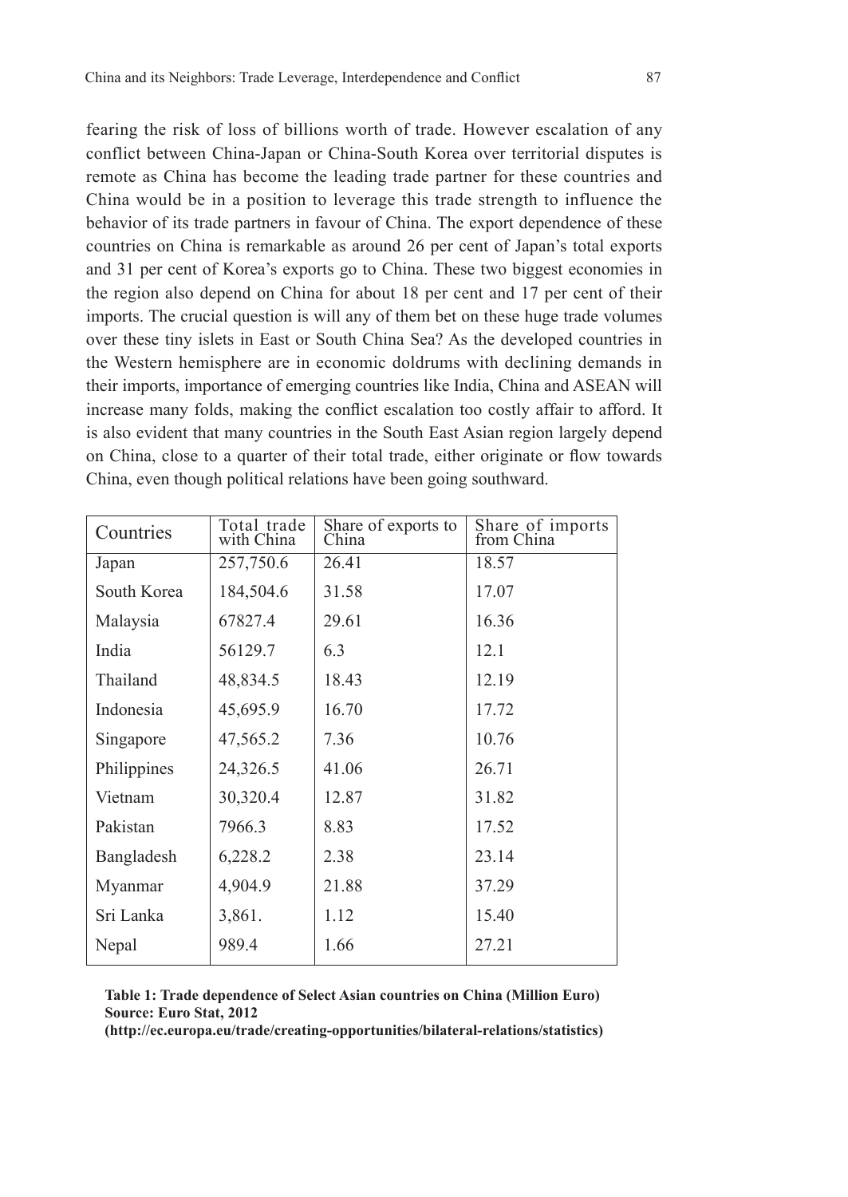fearing the risk of loss of billions worth of trade. However escalation of any conflict between China-Japan or China-South Korea over territorial disputes is remote as China has become the leading trade partner for these countries and China would be in a position to leverage this trade strength to influence the behavior of its trade partners in favour of China. The export dependence of these countries on China is remarkable as around 26 per cent of Japan's total exports and 31 per cent of Korea's exports go to China. These two biggest economies in the region also depend on China for about 18 per cent and 17 per cent of their imports. The crucial question is will any of them bet on these huge trade volumes over these tiny islets in East or South China Sea? As the developed countries in the Western hemisphere are in economic doldrums with declining demands in their imports, importance of emerging countries like India, China and ASEAN will increase many folds, making the conflict escalation too costly affair to afford. It is also evident that many countries in the South East Asian region largely depend on China, close to a quarter of their total trade, either originate or flow towards China, even though political relations have been going southward.

| Countries | Total trade with China | Share of exports to China | Share of imports from China |
|---|---|---|---|
| Japan | 257,750.6 | 26.41 | 18.57 |
| South Korea | 184,504.6 | 31.58 | 17.07 |
| Malaysia | 67827.4 | 29.61 | 16.36 |
| India | 56129.7 | 6.3 | 12.1 |
| Thailand | 48,834.5 | 18.43 | 12.19 |
| Indonesia | 45,695.9 | 16.70 | 17.72 |
| Singapore | 47,565.2 | 7.36 | 10.76 |
| Philippines | 24,326.5 | 41.06 | 26.71 |
| Vietnam | 30,320.4 | 12.87 | 31.82 |
| Pakistan | 7966.3 | 8.83 | 17.52 |
| Bangladesh | 6,228.2 | 2.38 | 23.14 |
| Myanmar | 4,904.9 | 21.88 | 37.29 |
| Sri Lanka | 3,861. | 1.12 | 15.40 |
| Nepal | 989.4 | 1.66 | 27.21 |

**Table 1: Trade dependence of Select Asian countries on China (Million Euro)**
**Source: Euro Stat, 2012**
**(http://ec.europa.eu/trade/creating-opportunities/bilateral-relations/statistics)**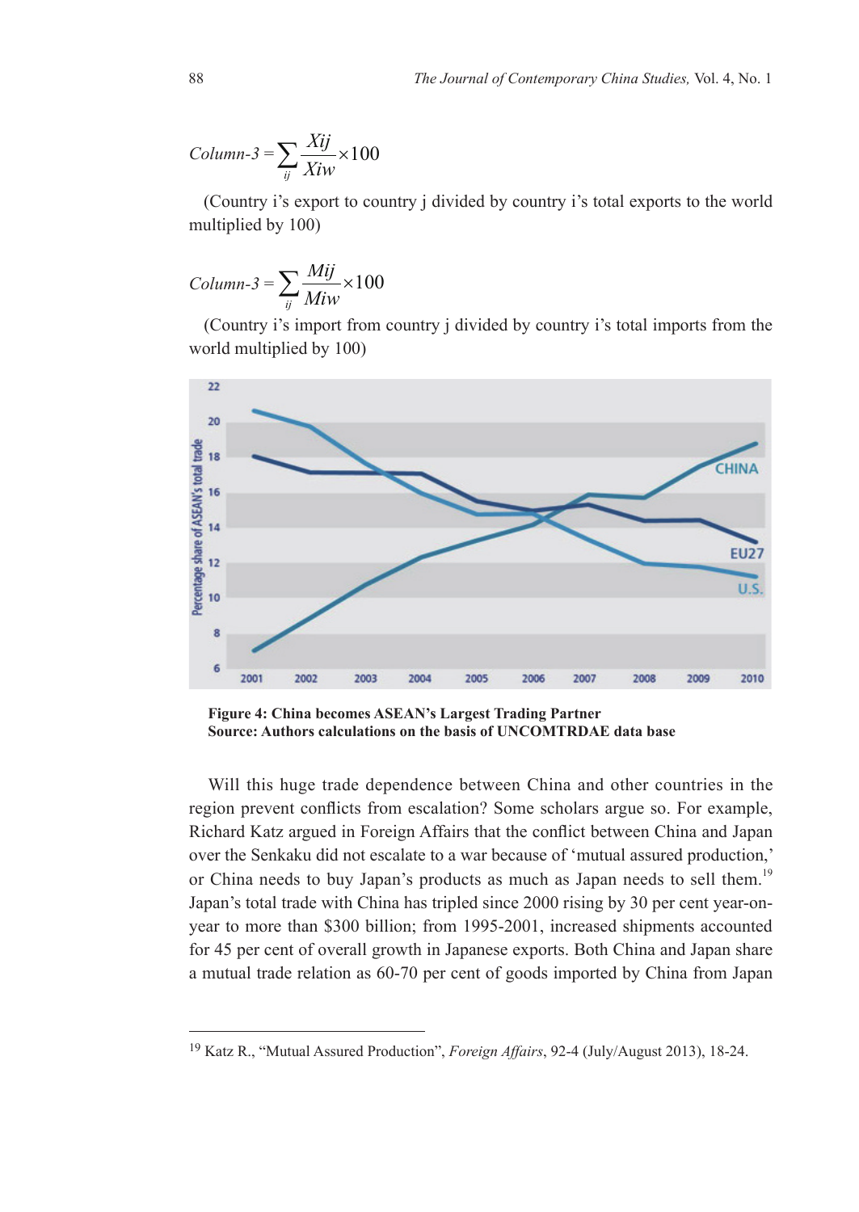$$Column\text{-}3 = \sum_{ij} \frac{Xij}{Xiw} \times 100$$

(Country i's export to country j divided by country i's total exports to the world multiplied by 100)

$$Column\text{-}3 = \sum_{ij} \frac{Mij}{Miw} \times 100$$

(Country i's import from country j divided by country i's total imports from the world multiplied by 100)

**Figure 4: China becomes ASEAN's Largest Trading Partner**
**Source: Authors calculations on the basis of UNCOMTRDAE data base**

Will this huge trade dependence between China and other countries in the region prevent conflicts from escalation? Some scholars argue so. For example, Richard Katz argued in Foreign Affairs that the conflict between China and Japan over the Senkaku did not escalate to a war because of 'mutual assured production,' or China needs to buy Japan's products as much as Japan needs to sell them.[19] Japan's total trade with China has tripled since 2000 rising by 30 per cent year-on-year to more than $300 billion; from 1995-2001, increased shipments accounted for 45 per cent of overall growth in Japanese exports. Both China and Japan share a mutual trade relation as 60-70 per cent of goods imported by China from Japan

---

[19] Katz R., "Mutual Assured Production", *Foreign Affairs*, 92-4 (July/August 2013), 18-24.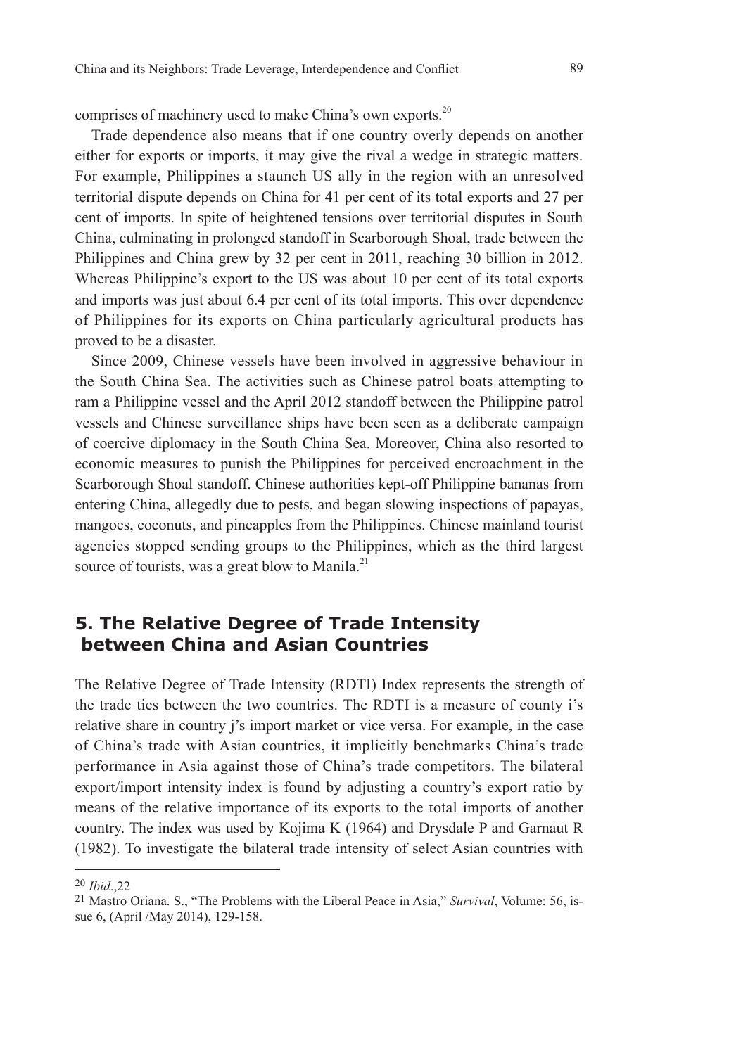comprises of machinery used to make China's own exports.[20]

Trade dependence also means that if one country overly depends on another either for exports or imports, it may give the rival a wedge in strategic matters. For example, Philippines a staunch US ally in the region with an unresolved territorial dispute depends on China for 41 per cent of its total exports and 27 per cent of imports. In spite of heightened tensions over territorial disputes in South China, culminating in prolonged standoff in Scarborough Shoal, trade between the Philippines and China grew by 32 per cent in 2011, reaching 30 billion in 2012. Whereas Philippine's export to the US was about 10 per cent of its total exports and imports was just about 6.4 per cent of its total imports. This over dependence of Philippines for its exports on China particularly agricultural products has proved to be a disaster.

Since 2009, Chinese vessels have been involved in aggressive behaviour in the South China Sea. The activities such as Chinese patrol boats attempting to ram a Philippine vessel and the April 2012 standoff between the Philippine patrol vessels and Chinese surveillance ships have been seen as a deliberate campaign of coercive diplomacy in the South China Sea. Moreover, China also resorted to economic measures to punish the Philippines for perceived encroachment in the Scarborough Shoal standoff. Chinese authorities kept-off Philippine bananas from entering China, allegedly due to pests, and began slowing inspections of papayas, mangoes, coconuts, and pineapples from the Philippines. Chinese mainland tourist agencies stopped sending groups to the Philippines, which as the third largest source of tourists, was a great blow to Manila.[21]

## 5. The Relative Degree of Trade Intensity between China and Asian Countries

The Relative Degree of Trade Intensity (RDTI) Index represents the strength of the trade ties between the two countries. The RDTI is a measure of county i's relative share in country j's import market or vice versa. For example, in the case of China's trade with Asian countries, it implicitly benchmarks China's trade performance in Asia against those of China's trade competitors. The bilateral export/import intensity index is found by adjusting a country's export ratio by means of the relative importance of its exports to the total imports of another country. The index was used by Kojima K (1964) and Drysdale P and Garnaut R (1982). To investigate the bilateral trade intensity of select Asian countries with

---

[20] *Ibid*.,22

[21] Mastro Oriana. S., "The Problems with the Liberal Peace in Asia," *Survival*, Volume: 56, issue 6, (April /May 2014), 129-158.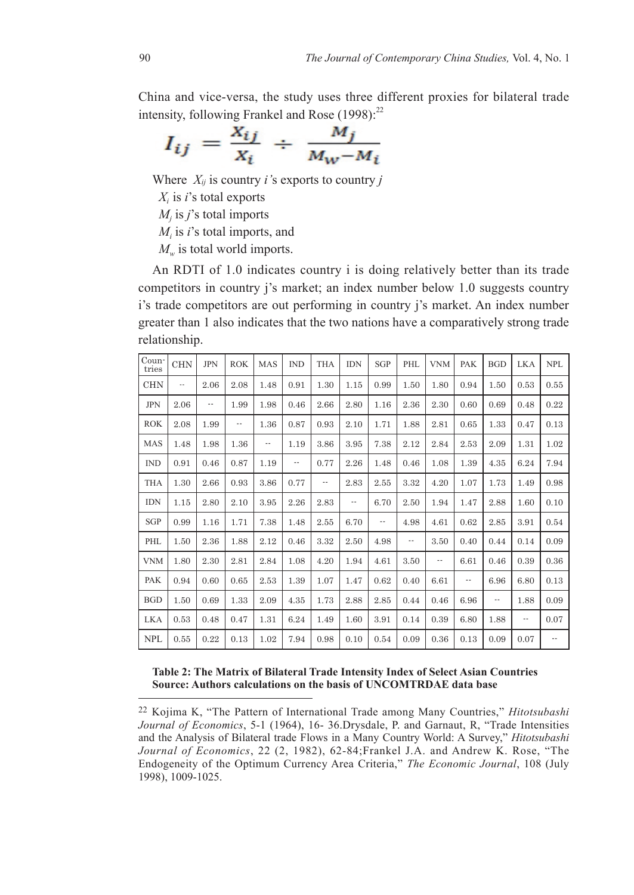China and vice-versa, the study uses three different proxies for bilateral trade intensity, following Frankel and Rose (1998):[22]

$$I_{ij} = \frac{X_{ij}}{X_i} \div \frac{M_j}{M_w - M_i}$$

Where $X_{ij}$ is country *i*'s exports to country *j*

$X_i$ is *i*'s total exports

$M_j$ is *j*'s total imports

$M_i$ is *i*'s total imports, and

$M_w$ is total world imports.

An RDTI of 1.0 indicates country i is doing relatively better than its trade competitors in country j's market; an index number below 1.0 suggests country i's trade competitors are out performing in country j's market. An index number greater than 1 also indicates that the two nations have a comparatively strong trade relationship.

| Countries | CHN | JPN | ROK | MAS | IND | THA | IDN | SGP | PHL | VNM | PAK | BGD | LKA | NPL |
|---|---|---|---|---|---|---|---|---|---|---|---|---|---|---|
| CHN | -- | 2.06 | 2.08 | 1.48 | 0.91 | 1.30 | 1.15 | 0.99 | 1.50 | 1.80 | 0.94 | 1.50 | 0.53 | 0.55 |
| JPN | 2.06 | -- | 1.99 | 1.98 | 0.46 | 2.66 | 2.80 | 1.16 | 2.36 | 2.30 | 0.60 | 0.69 | 0.48 | 0.22 |
| ROK | 2.08 | 1.99 | -- | 1.36 | 0.87 | 0.93 | 2.10 | 1.71 | 1.88 | 2.81 | 0.65 | 1.33 | 0.47 | 0.13 |
| MAS | 1.48 | 1.98 | 1.36 | -- | 1.19 | 3.86 | 3.95 | 7.38 | 2.12 | 2.84 | 2.53 | 2.09 | 1.31 | 1.02 |
| IND | 0.91 | 0.46 | 0.87 | 1.19 | -- | 0.77 | 2.26 | 1.48 | 0.46 | 1.08 | 1.39 | 4.35 | 6.24 | 7.94 |
| THA | 1.30 | 2.66 | 0.93 | 3.86 | 0.77 | -- | 2.83 | 2.55 | 3.32 | 4.20 | 1.07 | 1.73 | 1.49 | 0.98 |
| IDN | 1.15 | 2.80 | 2.10 | 3.95 | 2.26 | 2.83 | -- | 6.70 | 2.50 | 1.94 | 1.47 | 2.88 | 1.60 | 0.10 |
| SGP | 0.99 | 1.16 | 1.71 | 7.38 | 1.48 | 2.55 | 6.70 | -- | 4.98 | 4.61 | 0.62 | 2.85 | 3.91 | 0.54 |
| PHL | 1.50 | 2.36 | 1.88 | 2.12 | 0.46 | 3.32 | 2.50 | 4.98 | -- | 3.50 | 0.40 | 0.44 | 0.14 | 0.09 |
| VNM | 1.80 | 2.30 | 2.81 | 2.84 | 1.08 | 4.20 | 1.94 | 4.61 | 3.50 | -- | 6.61 | 0.46 | 0.39 | 0.36 |
| PAK | 0.94 | 0.60 | 0.65 | 2.53 | 1.39 | 1.07 | 1.47 | 0.62 | 0.40 | 6.61 | -- | 6.96 | 6.80 | 0.13 |
| BGD | 1.50 | 0.69 | 1.33 | 2.09 | 4.35 | 1.73 | 2.88 | 2.85 | 0.44 | 0.46 | 6.96 | -- | 1.88 | 0.09 |
| LKA | 0.53 | 0.48 | 0.47 | 1.31 | 6.24 | 1.49 | 1.60 | 3.91 | 0.14 | 0.39 | 6.80 | 1.88 | -- | 0.07 |
| NPL | 0.55 | 0.22 | 0.13 | 1.02 | 7.94 | 0.98 | 0.10 | 0.54 | 0.09 | 0.36 | 0.13 | 0.09 | 0.07 | -- |

**Table 2: The Matrix of Bilateral Trade Intensity Index of Select Asian Countries**
**Source: Authors calculations on the basis of UNCOMTRDAE data base**

[22] Kojima K, "The Pattern of International Trade among Many Countries," *Hitotsubashi Journal of Economics*, 5-1 (1964), 16- 36.Drysdale, P. and Garnaut, R, "Trade Intensities and the Analysis of Bilateral trade Flows in a Many Country World: A Survey," *Hitotsubashi Journal of Economics*, 22 (2, 1982), 62-84;Frankel J.A. and Andrew K. Rose, "The Endogeneity of the Optimum Currency Area Criteria," *The Economic Journal*, 108 (July 1998), 1009-1025.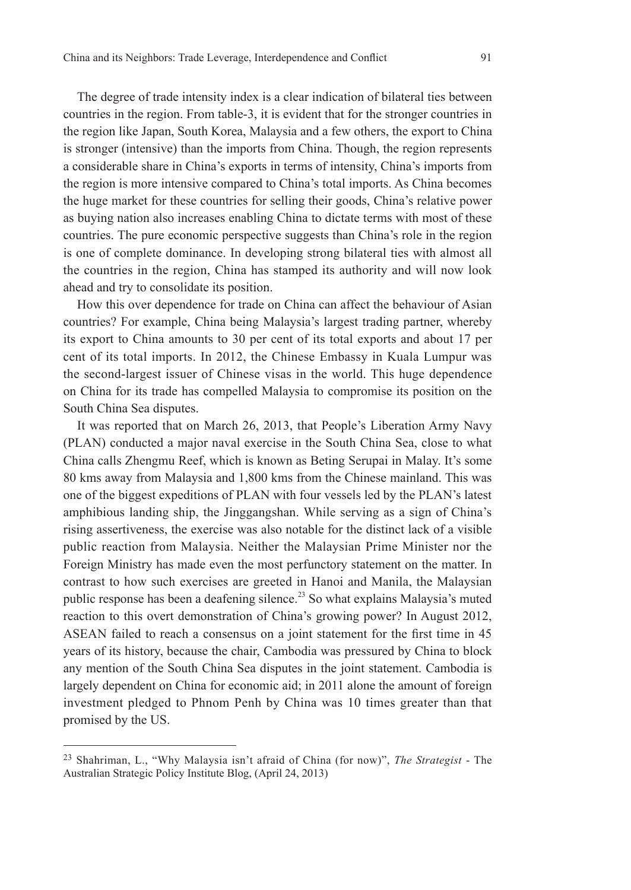The degree of trade intensity index is a clear indication of bilateral ties between countries in the region. From table-3, it is evident that for the stronger countries in the region like Japan, South Korea, Malaysia and a few others, the export to China is stronger (intensive) than the imports from China. Though, the region represents a considerable share in China's exports in terms of intensity, China's imports from the region is more intensive compared to China's total imports. As China becomes the huge market for these countries for selling their goods, China's relative power as buying nation also increases enabling China to dictate terms with most of these countries. The pure economic perspective suggests than China's role in the region is one of complete dominance. In developing strong bilateral ties with almost all the countries in the region, China has stamped its authority and will now look ahead and try to consolidate its position.

How this over dependence for trade on China can affect the behaviour of Asian countries? For example, China being Malaysia's largest trading partner, whereby its export to China amounts to 30 per cent of its total exports and about 17 per cent of its total imports. In 2012, the Chinese Embassy in Kuala Lumpur was the second-largest issuer of Chinese visas in the world. This huge dependence on China for its trade has compelled Malaysia to compromise its position on the South China Sea disputes.

It was reported that on March 26, 2013, that People's Liberation Army Navy (PLAN) conducted a major naval exercise in the South China Sea, close to what China calls Zhengmu Reef, which is known as Beting Serupai in Malay. It's some 80 kms away from Malaysia and 1,800 kms from the Chinese mainland. This was one of the biggest expeditions of PLAN with four vessels led by the PLAN's latest amphibious landing ship, the Jinggangshan. While serving as a sign of China's rising assertiveness, the exercise was also notable for the distinct lack of a visible public reaction from Malaysia. Neither the Malaysian Prime Minister nor the Foreign Ministry has made even the most perfunctory statement on the matter. In contrast to how such exercises are greeted in Hanoi and Manila, the Malaysian public response has been a deafening silence.[23] So what explains Malaysia's muted reaction to this overt demonstration of China's growing power? In August 2012, ASEAN failed to reach a consensus on a joint statement for the first time in 45 years of its history, because the chair, Cambodia was pressured by China to block any mention of the South China Sea disputes in the joint statement. Cambodia is largely dependent on China for economic aid; in 2011 alone the amount of foreign investment pledged to Phnom Penh by China was 10 times greater than that promised by the US.

---

[23] Shahriman, L., "Why Malaysia isn't afraid of China (for now)", *The Strategist* - The Australian Strategic Policy Institute Blog, (April 24, 2013)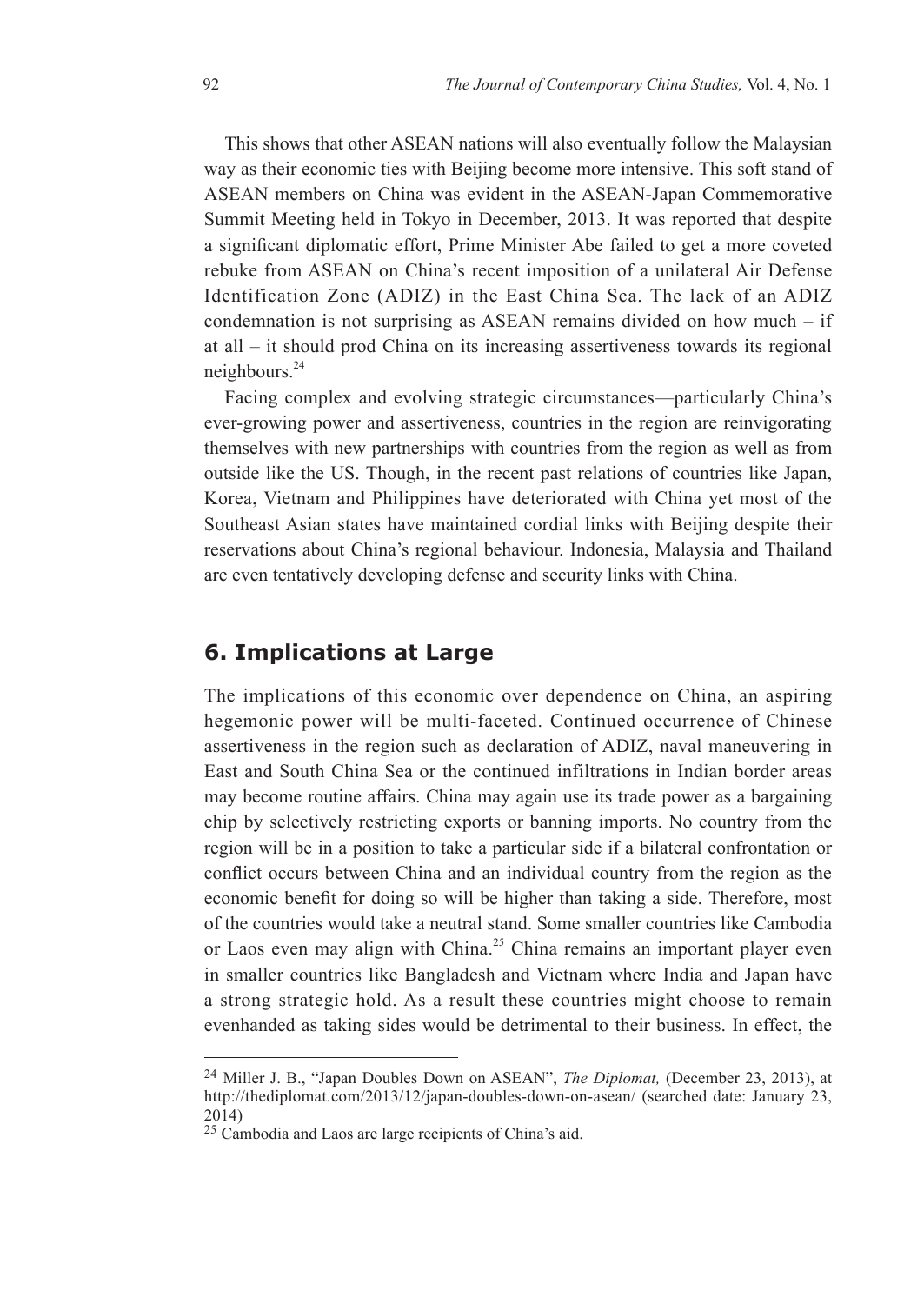This shows that other ASEAN nations will also eventually follow the Malaysian way as their economic ties with Beijing become more intensive. This soft stand of ASEAN members on China was evident in the ASEAN-Japan Commemorative Summit Meeting held in Tokyo in December, 2013. It was reported that despite a significant diplomatic effort, Prime Minister Abe failed to get a more coveted rebuke from ASEAN on China's recent imposition of a unilateral Air Defense Identification Zone (ADIZ) in the East China Sea. The lack of an ADIZ condemnation is not surprising as ASEAN remains divided on how much – if at all – it should prod China on its increasing assertiveness towards its regional neighbours.[24]

Facing complex and evolving strategic circumstances—particularly China's ever-growing power and assertiveness, countries in the region are reinvigorating themselves with new partnerships with countries from the region as well as from outside like the US. Though, in the recent past relations of countries like Japan, Korea, Vietnam and Philippines have deteriorated with China yet most of the Southeast Asian states have maintained cordial links with Beijing despite their reservations about China's regional behaviour. Indonesia, Malaysia and Thailand are even tentatively developing defense and security links with China.

## 6. Implications at Large

The implications of this economic over dependence on China, an aspiring hegemonic power will be multi-faceted. Continued occurrence of Chinese assertiveness in the region such as declaration of ADIZ, naval maneuvering in East and South China Sea or the continued infiltrations in Indian border areas may become routine affairs. China may again use its trade power as a bargaining chip by selectively restricting exports or banning imports. No country from the region will be in a position to take a particular side if a bilateral confrontation or conflict occurs between China and an individual country from the region as the economic benefit for doing so will be higher than taking a side. Therefore, most of the countries would take a neutral stand. Some smaller countries like Cambodia or Laos even may align with China.[25] China remains an important player even in smaller countries like Bangladesh and Vietnam where India and Japan have a strong strategic hold. As a result these countries might choose to remain evenhanded as taking sides would be detrimental to their business. In effect, the

---

[24] Miller J. B., "Japan Doubles Down on ASEAN", *The Diplomat,* (December 23, 2013), at http://thediplomat.com/2013/12/japan-doubles-down-on-asean/ (searched date: January 23, 2014)

[25] Cambodia and Laos are large recipients of China's aid.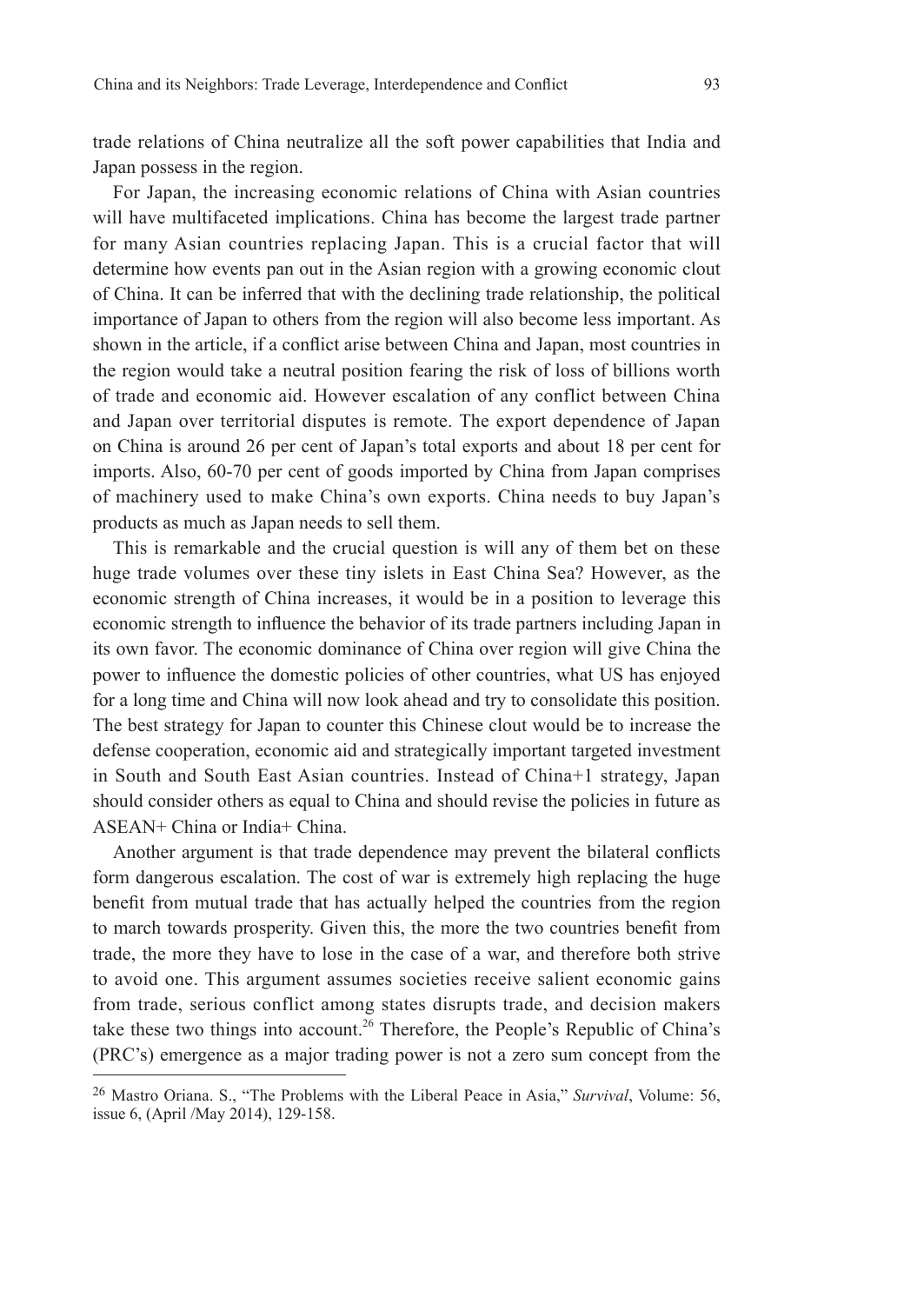trade relations of China neutralize all the soft power capabilities that India and Japan possess in the region.

For Japan, the increasing economic relations of China with Asian countries will have multifaceted implications. China has become the largest trade partner for many Asian countries replacing Japan. This is a crucial factor that will determine how events pan out in the Asian region with a growing economic clout of China. It can be inferred that with the declining trade relationship, the political importance of Japan to others from the region will also become less important. As shown in the article, if a conflict arise between China and Japan, most countries in the region would take a neutral position fearing the risk of loss of billions worth of trade and economic aid. However escalation of any conflict between China and Japan over territorial disputes is remote. The export dependence of Japan on China is around 26 per cent of Japan's total exports and about 18 per cent for imports. Also, 60-70 per cent of goods imported by China from Japan comprises of machinery used to make China's own exports. China needs to buy Japan's products as much as Japan needs to sell them.

This is remarkable and the crucial question is will any of them bet on these huge trade volumes over these tiny islets in East China Sea? However, as the economic strength of China increases, it would be in a position to leverage this economic strength to influence the behavior of its trade partners including Japan in its own favor. The economic dominance of China over region will give China the power to influence the domestic policies of other countries, what US has enjoyed for a long time and China will now look ahead and try to consolidate this position. The best strategy for Japan to counter this Chinese clout would be to increase the defense cooperation, economic aid and strategically important targeted investment in South and South East Asian countries. Instead of China+1 strategy, Japan should consider others as equal to China and should revise the policies in future as ASEAN+ China or India+ China.

Another argument is that trade dependence may prevent the bilateral conflicts form dangerous escalation. The cost of war is extremely high replacing the huge benefit from mutual trade that has actually helped the countries from the region to march towards prosperity. Given this, the more the two countries benefit from trade, the more they have to lose in the case of a war, and therefore both strive to avoid one. This argument assumes societies receive salient economic gains from trade, serious conflict among states disrupts trade, and decision makers take these two things into account.[26] Therefore, the People's Republic of China's (PRC's) emergence as a major trading power is not a zero sum concept from the

---

[26] Mastro Oriana. S., "The Problems with the Liberal Peace in Asia," *Survival*, Volume: 56, issue 6, (April /May 2014), 129-158.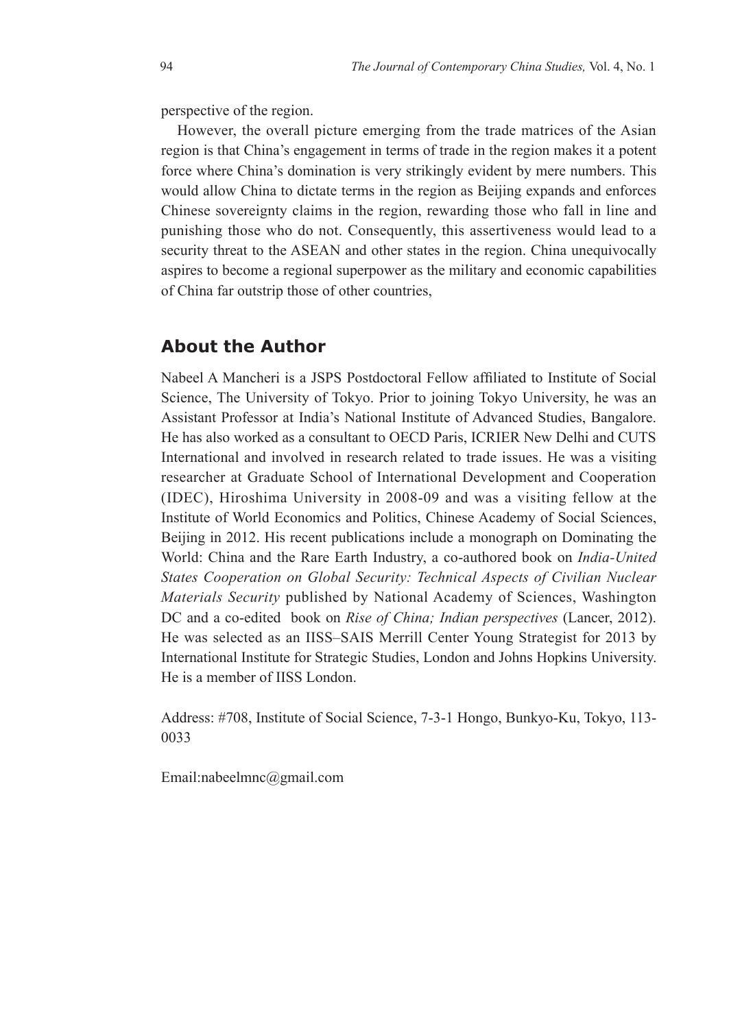perspective of the region.

However, the overall picture emerging from the trade matrices of the Asian region is that China's engagement in terms of trade in the region makes it a potent force where China's domination is very strikingly evident by mere numbers. This would allow China to dictate terms in the region as Beijing expands and enforces Chinese sovereignty claims in the region, rewarding those who fall in line and punishing those who do not. Consequently, this assertiveness would lead to a security threat to the ASEAN and other states in the region. China unequivocally aspires to become a regional superpower as the military and economic capabilities of China far outstrip those of other countries,

## About the Author

Nabeel A Mancheri is a JSPS Postdoctoral Fellow affiliated to Institute of Social Science, The University of Tokyo. Prior to joining Tokyo University, he was an Assistant Professor at India's National Institute of Advanced Studies, Bangalore. He has also worked as a consultant to OECD Paris, ICRIER New Delhi and CUTS International and involved in research related to trade issues. He was a visiting researcher at Graduate School of International Development and Cooperation (IDEC), Hiroshima University in 2008-09 and was a visiting fellow at the Institute of World Economics and Politics, Chinese Academy of Social Sciences, Beijing in 2012. His recent publications include a monograph on Dominating the World: China and the Rare Earth Industry, a co-authored book on *India-United States Cooperation on Global Security: Technical Aspects of Civilian Nuclear Materials Security* published by National Academy of Sciences, Washington DC and a co-edited book on *Rise of China; Indian perspectives* (Lancer, 2012). He was selected as an IISS–SAIS Merrill Center Young Strategist for 2013 by International Institute for Strategic Studies, London and Johns Hopkins University. He is a member of IISS London.

Address: #708, Institute of Social Science, 7-3-1 Hongo, Bunkyo-Ku, Tokyo, 113-0033

Email:nabeelmnc@gmail.com